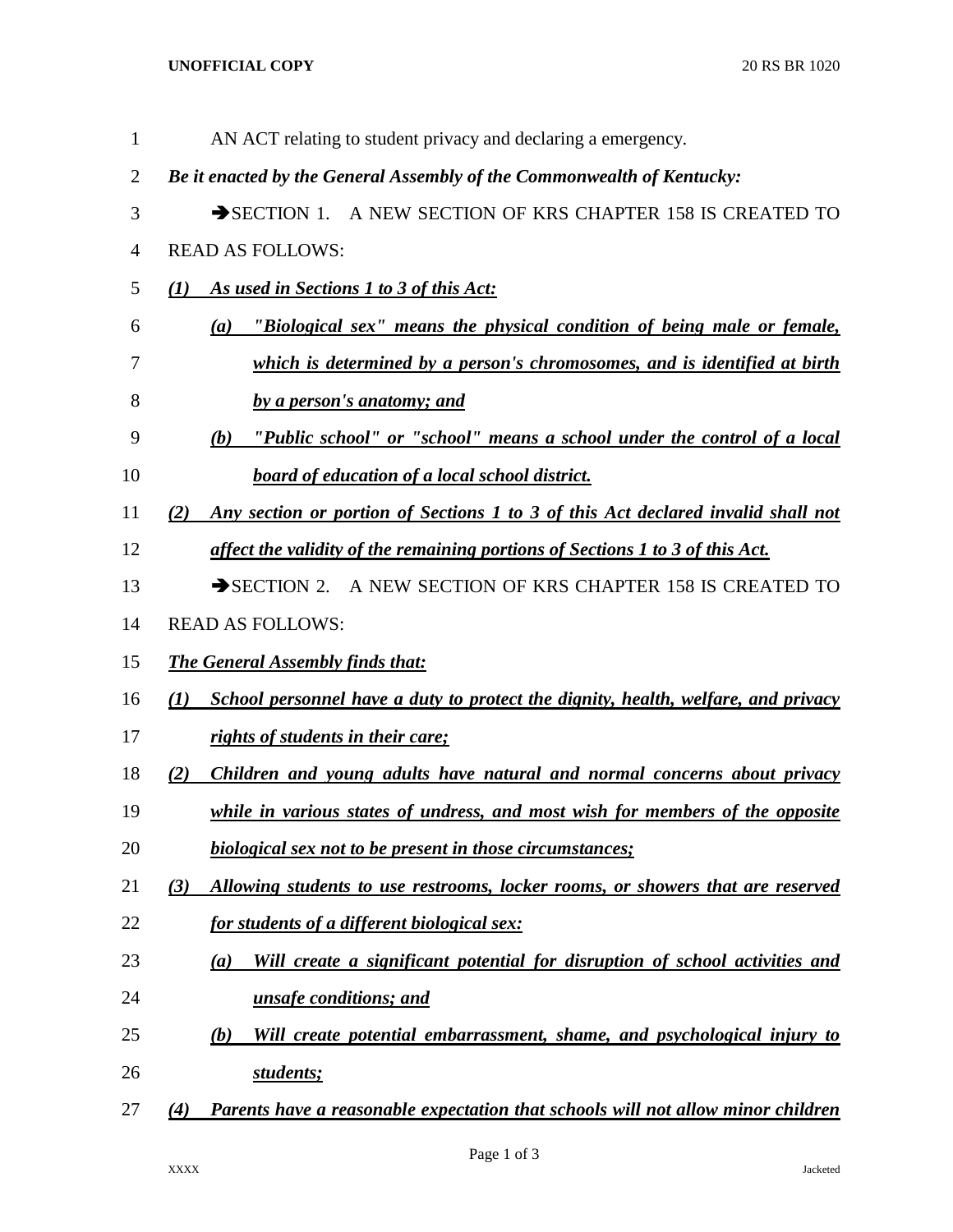AN ACT relating to student privacy and declaring a emergency.

***Be it enacted by the General Assembly of the Commonwealth of Kentucky:***

➔SECTION 1. A NEW SECTION OF KRS CHAPTER 158 IS CREATED TO READ AS FOLLOWS:

***(1) As used in Sections 1 to 3 of this Act:***

***(a) "Biological sex" means the physical condition of being male or female, which is determined by a person's chromosomes, and is identified at birth by a person's anatomy; and***

***(b) "Public school" or "school" means a school under the control of a local board of education of a local school district.***

***(2) Any section or portion of Sections 1 to 3 of this Act declared invalid shall not affect the validity of the remaining portions of Sections 1 to 3 of this Act.***

➔SECTION 2. A NEW SECTION OF KRS CHAPTER 158 IS CREATED TO READ AS FOLLOWS:

***The General Assembly finds that:***

***(1) School personnel have a duty to protect the dignity, health, welfare, and privacy rights of students in their care;***

***(2) Children and young adults have natural and normal concerns about privacy while in various states of undress, and most wish for members of the opposite biological sex not to be present in those circumstances;***

***(3) Allowing students to use restrooms, locker rooms, or showers that are reserved for students of a different biological sex:***

***(a) Will create a significant potential for disruption of school activities and unsafe conditions; and***

***(b) Will create potential embarrassment, shame, and psychological injury to students;***

***(4) Parents have a reasonable expectation that schools will not allow minor children***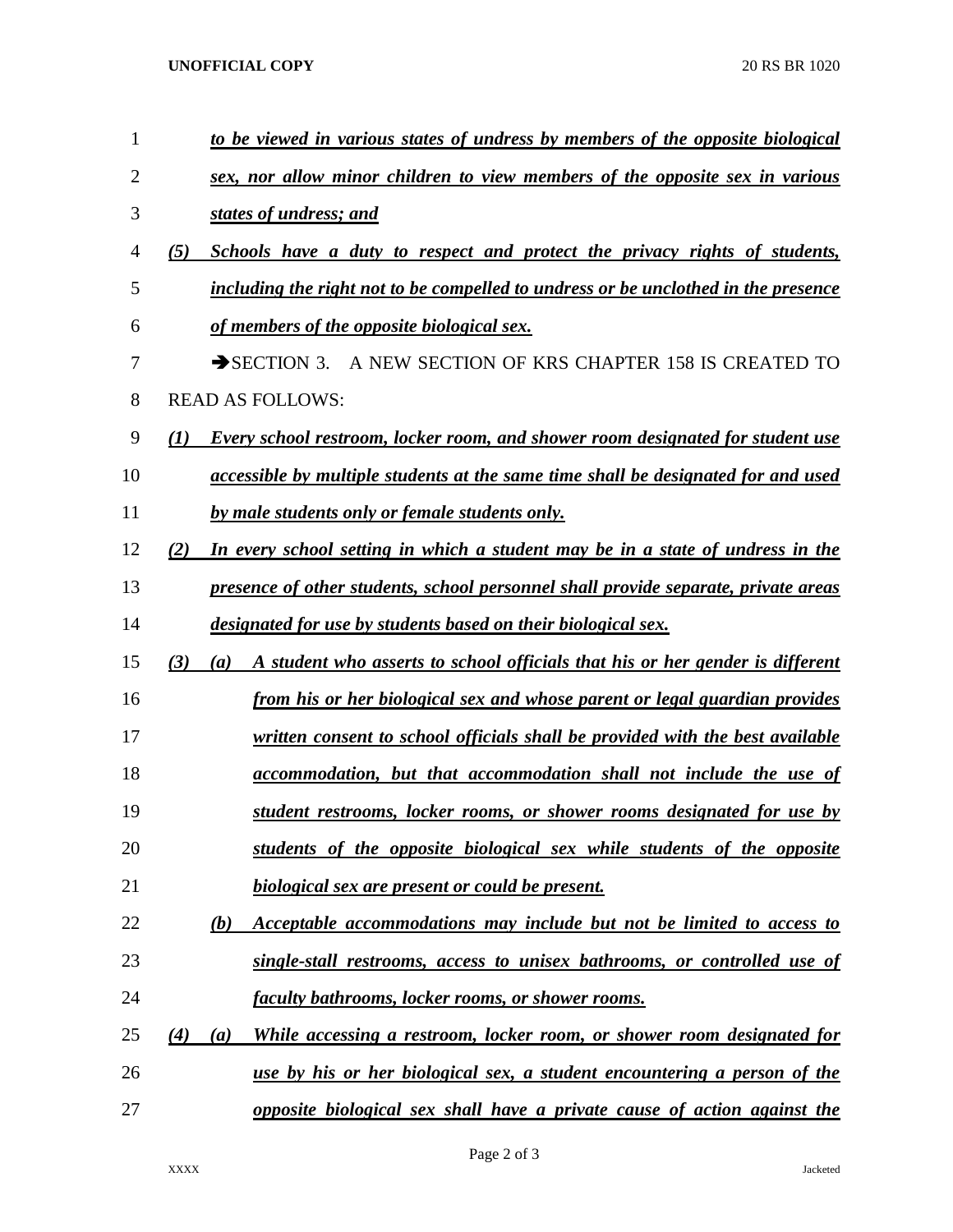*to be viewed in various states of undress by members of the opposite biological sex, nor allow minor children to view members of the opposite sex in various states of undress; and*

*(5) Schools have a duty to respect and protect the privacy rights of students, including the right not to be compelled to undress or be unclothed in the presence of members of the opposite biological sex.*

➔SECTION 3. A NEW SECTION OF KRS CHAPTER 158 IS CREATED TO READ AS FOLLOWS:

*(1) Every school restroom, locker room, and shower room designated for student use accessible by multiple students at the same time shall be designated for and used by male students only or female students only.*

*(2) In every school setting in which a student may be in a state of undress in the presence of other students, school personnel shall provide separate, private areas designated for use by students based on their biological sex.*

*(3) (a) A student who asserts to school officials that his or her gender is different from his or her biological sex and whose parent or legal guardian provides written consent to school officials shall be provided with the best available accommodation, but that accommodation shall not include the use of student restrooms, locker rooms, or shower rooms designated for use by students of the opposite biological sex while students of the opposite biological sex are present or could be present.*

*(b) Acceptable accommodations may include but not be limited to access to single-stall restrooms, access to unisex bathrooms, or controlled use of faculty bathrooms, locker rooms, or shower rooms.*

*(4) (a) While accessing a restroom, locker room, or shower room designated for use by his or her biological sex, a student encountering a person of the opposite biological sex shall have a private cause of action against the*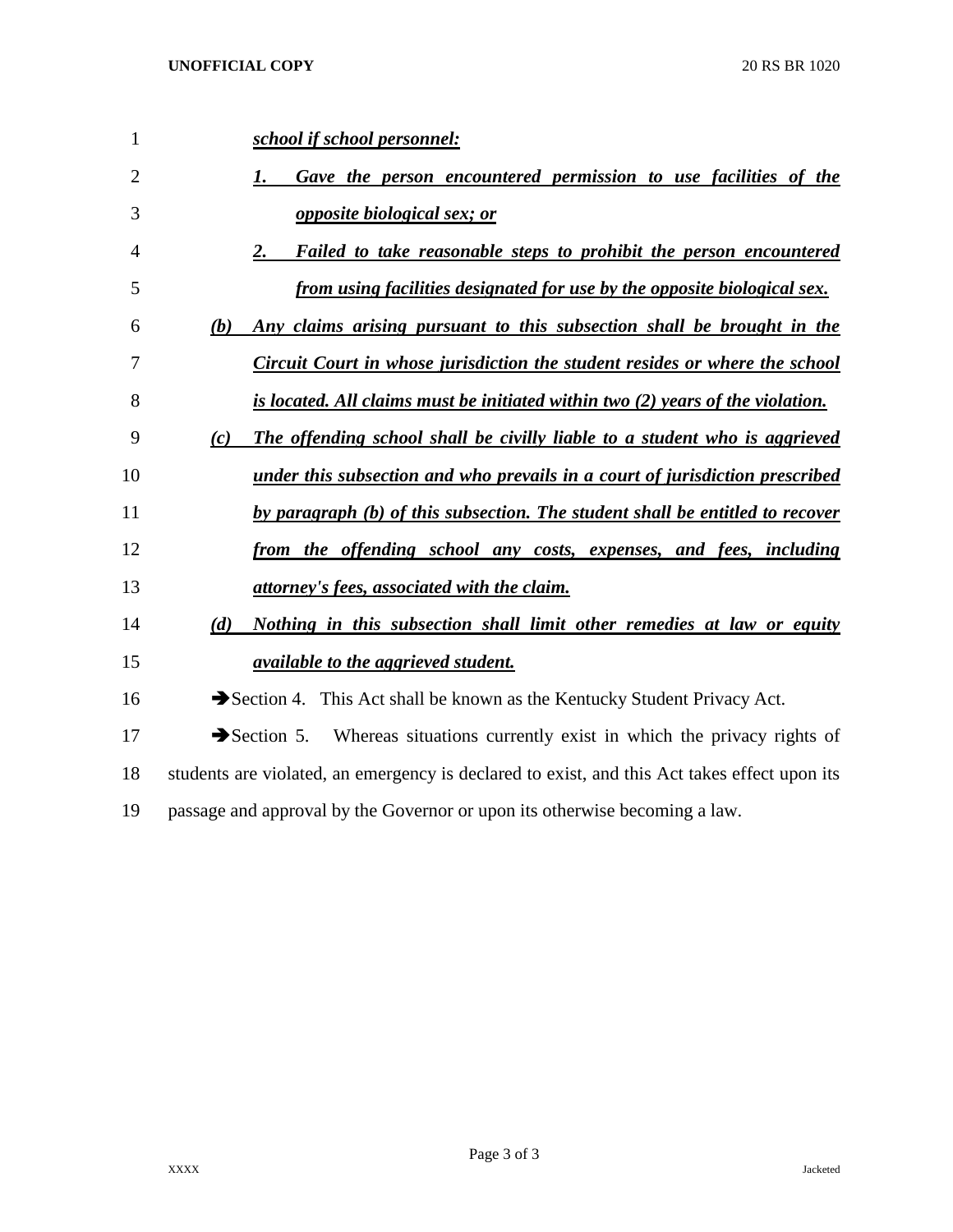***school if school personnel:***

***1. Gave the person encountered permission to use facilities of the opposite biological sex; or***

***2. Failed to take reasonable steps to prohibit the person encountered from using facilities designated for use by the opposite biological sex.***

***(b) Any claims arising pursuant to this subsection shall be brought in the Circuit Court in whose jurisdiction the student resides or where the school is located. All claims must be initiated within two (2) years of the violation.***

***(c) The offending school shall be civilly liable to a student who is aggrieved under this subsection and who prevails in a court of jurisdiction prescribed by paragraph (b) of this subsection. The student shall be entitled to recover from the offending school any costs, expenses, and fees, including attorney's fees, associated with the claim.***

***(d) Nothing in this subsection shall limit other remedies at law or equity available to the aggrieved student.***

➔Section 4. This Act shall be known as the Kentucky Student Privacy Act.

➔Section 5. Whereas situations currently exist in which the privacy rights of students are violated, an emergency is declared to exist, and this Act takes effect upon its passage and approval by the Governor or upon its otherwise becoming a law.